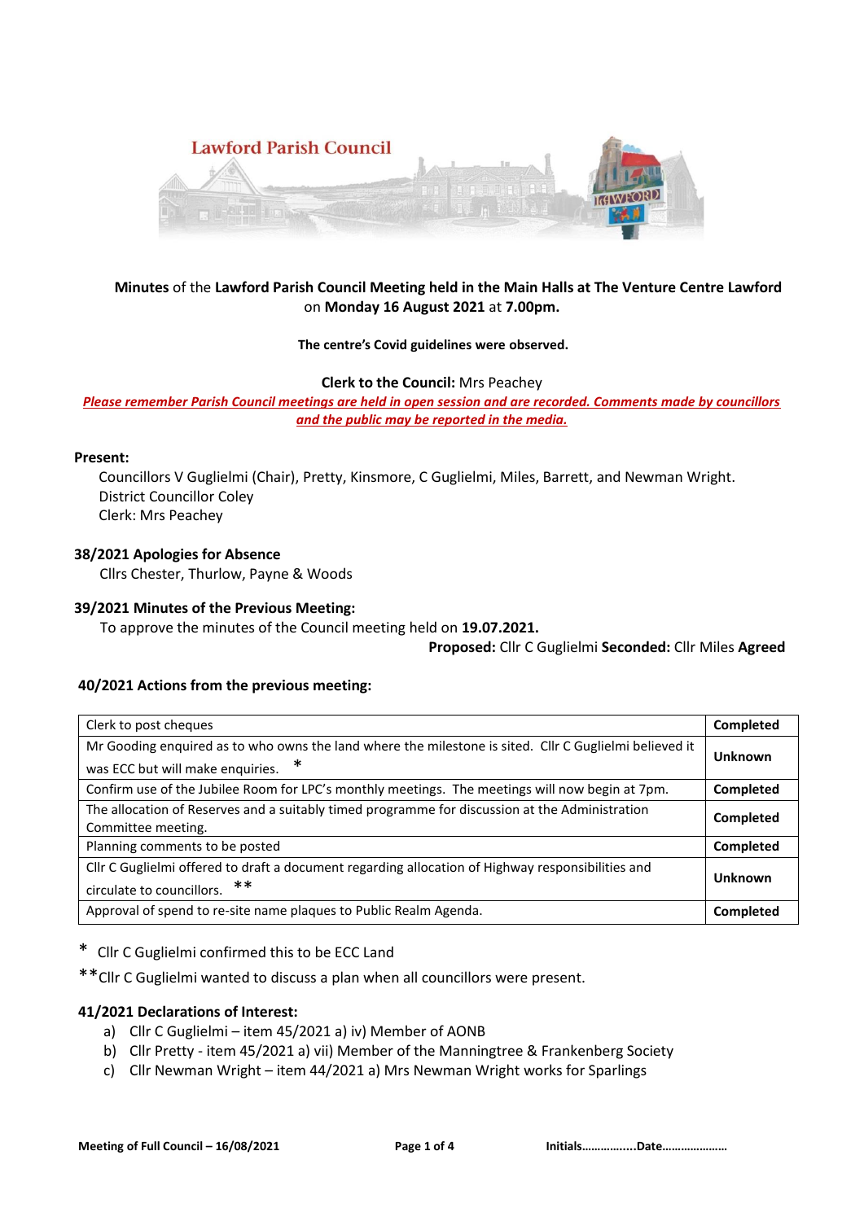Lawford Parish Council

**Minutes** of the **Lawford Parish Council Meeting held in the Main Halls at The Venture Centre Lawford** on **Monday 16 August 2021** at **7.00pm.**

**The centre's Covid guidelines were observed.**

**Clerk to the Council:** Mrs Peachey

*Please remember Parish Council meetings are held in open session and are recorded. Comments made by councillors and the public may be reported in the media.*

**Present:**

Councillors V Guglielmi (Chair), Pretty, Kinsmore, C Guglielmi, Miles, Barrett, and Newman Wright.
District Councillor Coley
Clerk: Mrs Peachey

### 38/2021 Apologies for Absence

Cllrs Chester, Thurlow, Payne & Woods

### 39/2021 Minutes of the Previous Meeting:

To approve the minutes of the Council meeting held on **19.07.2021.**

**Proposed:** Cllr C Guglielmi **Seconded:** Cllr Miles **Agreed**

### 40/2021 Actions from the previous meeting:

| Action | Status |
|---|---|
| Clerk to post cheques | **Completed** |
| Mr Gooding enquired as to who owns the land where the milestone is sited. Cllr C Guglielmi believed it was ECC but will make enquiries. * | **Unknown** |
| Confirm use of the Jubilee Room for LPC's monthly meetings. The meetings will now begin at 7pm. | **Completed** |
| The allocation of Reserves and a suitably timed programme for discussion at the Administration Committee meeting. | **Completed** |
| Planning comments to be posted | **Completed** |
| Cllr C Guglielmi offered to draft a document regarding allocation of Highway responsibilities and circulate to councillors. ** | **Unknown** |
| Approval of spend to re-site name plaques to Public Realm Agenda. | **Completed** |

\* Cllr C Guglielmi confirmed this to be ECC Land

\*\*Cllr C Guglielmi wanted to discuss a plan when all councillors were present.

### 41/2021 Declarations of Interest:

a) Cllr C Guglielmi – item 45/2021 a) iv) Member of AONB
b) Cllr Pretty - item 45/2021 a) vii) Member of the Manningtree & Frankenberg Society
c) Cllr Newman Wright – item 44/2021 a) Mrs Newman Wright works for Sparlings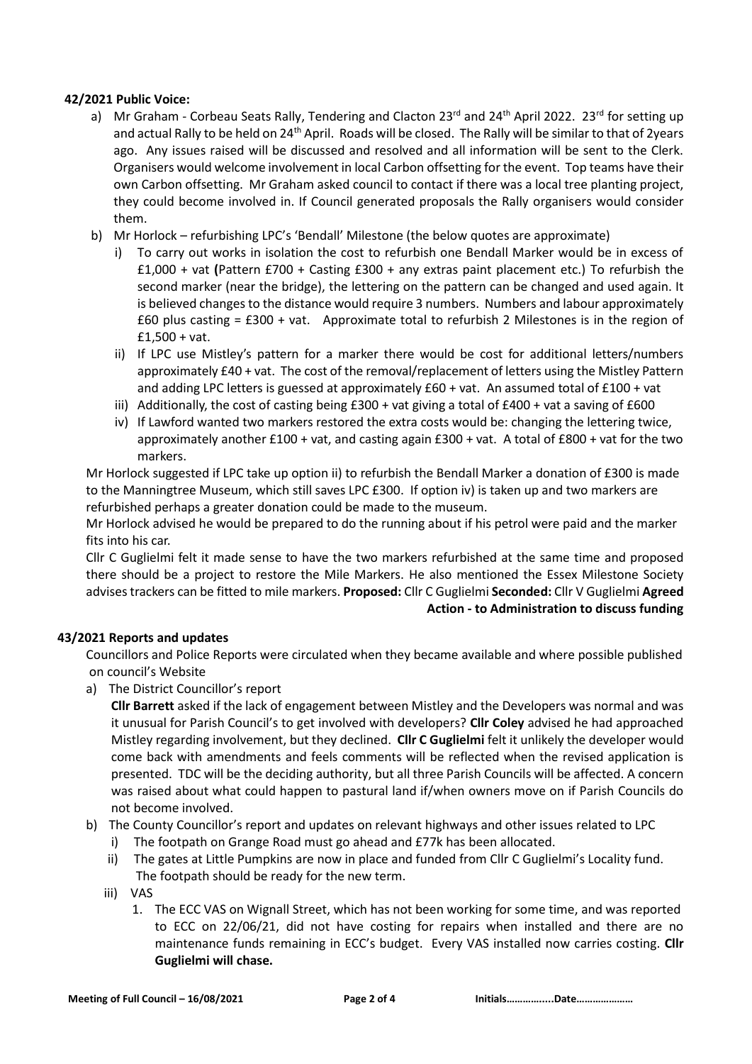**42/2021 Public Voice:**

a) Mr Graham - Corbeau Seats Rally, Tendering and Clacton 23rd and 24th April 2022. 23rd for setting up and actual Rally to be held on 24th April. Roads will be closed. The Rally will be similar to that of 2years ago. Any issues raised will be discussed and resolved and all information will be sent to the Clerk. Organisers would welcome involvement in local Carbon offsetting for the event. Top teams have their own Carbon offsetting. Mr Graham asked council to contact if there was a local tree planting project, they could become involved in. If Council generated proposals the Rally organisers would consider them.

b) Mr Horlock – refurbishing LPC's 'Bendall' Milestone (the below quotes are approximate)

   i) To carry out works in isolation the cost to refurbish one Bendall Marker would be in excess of £1,000 + vat **(**Pattern £700 + Casting £300 + any extras paint placement etc.) To refurbish the second marker (near the bridge), the lettering on the pattern can be changed and used again. It is believed changes to the distance would require 3 numbers. Numbers and labour approximately £60 plus casting = £300 + vat. Approximate total to refurbish 2 Milestones is in the region of £1,500 + vat.

   ii) If LPC use Mistley's pattern for a marker there would be cost for additional letters/numbers approximately £40 + vat. The cost of the removal/replacement of letters using the Mistley Pattern and adding LPC letters is guessed at approximately £60 + vat. An assumed total of £100 + vat

   iii) Additionally, the cost of casting being £300 + vat giving a total of £400 + vat a saving of £600

   iv) If Lawford wanted two markers restored the extra costs would be: changing the lettering twice, approximately another £100 + vat, and casting again £300 + vat. A total of £800 + vat for the two markers.

Mr Horlock suggested if LPC take up option ii) to refurbish the Bendall Marker a donation of £300 is made to the Manningtree Museum, which still saves LPC £300. If option iv) is taken up and two markers are refurbished perhaps a greater donation could be made to the museum.

Mr Horlock advised he would be prepared to do the running about if his petrol were paid and the marker fits into his car.

Cllr C Guglielmi felt it made sense to have the two markers refurbished at the same time and proposed there should be a project to restore the Mile Markers. He also mentioned the Essex Milestone Society advises trackers can be fitted to mile markers. **Proposed:** Cllr C Guglielmi **Seconded:** Cllr V Guglielmi **Agreed**

**Action - to Administration to discuss funding**

**43/2021 Reports and updates**

Councillors and Police Reports were circulated when they became available and where possible published on council's Website

a) The District Councillor's report

   **Cllr Barrett** asked if the lack of engagement between Mistley and the Developers was normal and was it unusual for Parish Council's to get involved with developers? **Cllr Coley** advised he had approached Mistley regarding involvement, but they declined. **Cllr C Guglielmi** felt it unlikely the developer would come back with amendments and feels comments will be reflected when the revised application is presented. TDC will be the deciding authority, but all three Parish Councils will be affected. A concern was raised about what could happen to pastural land if/when owners move on if Parish Councils do not become involved.

b) The County Councillor's report and updates on relevant highways and other issues related to LPC

   i) The footpath on Grange Road must go ahead and £77k has been allocated.

   ii) The gates at Little Pumpkins are now in place and funded from Cllr C Guglielmi's Locality fund. The footpath should be ready for the new term.

   iii) VAS

      1. The ECC VAS on Wignall Street, which has not been working for some time, and was reported to ECC on 22/06/21, did not have costing for repairs when installed and there are no maintenance funds remaining in ECC's budget. Every VAS installed now carries costing. **Cllr Guglielmi will chase.**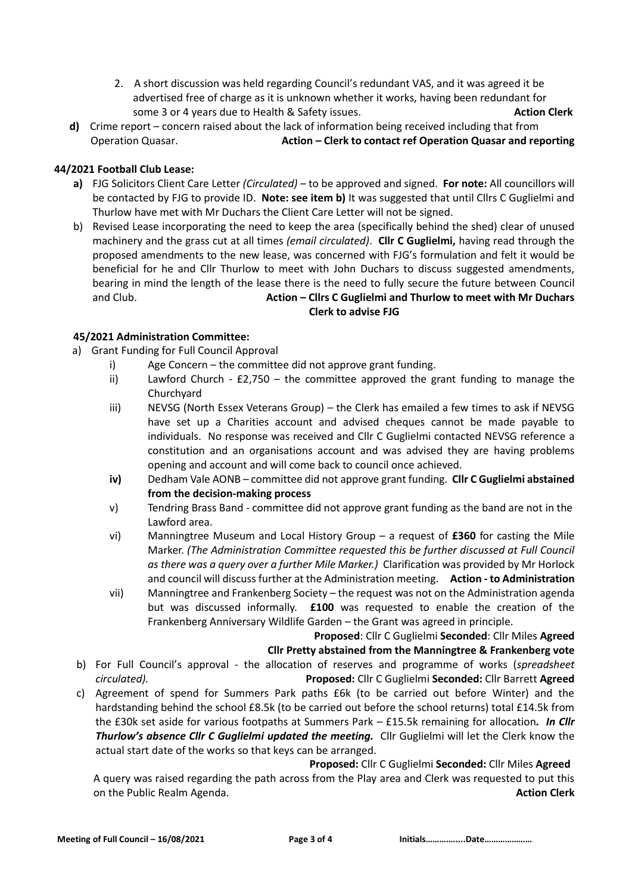2. A short discussion was held regarding Council's redundant VAS, and it was agreed it be advertised free of charge as it is unknown whether it works, having been redundant for some 3 or 4 years due to Health & Safety issues. **Action Clerk**

**d)** Crime report – concern raised about the lack of information being received including that from Operation Quasar. **Action – Clerk to contact ref Operation Quasar and reporting**

**44/2021 Football Club Lease:**

**a)** FJG Solicitors Client Care Letter *(Circulated)* – to be approved and signed. **For note:** All councillors will be contacted by FJG to provide ID. **Note: see item b)** It was suggested that until Cllrs C Guglielmi and Thurlow have met with Mr Duchars the Client Care Letter will not be signed.

b) Revised Lease incorporating the need to keep the area (specifically behind the shed) clear of unused machinery and the grass cut at all times *(email circulated)*. **Cllr C Guglielmi,** having read through the proposed amendments to the new lease, was concerned with FJG's formulation and felt it would be beneficial for he and Cllr Thurlow to meet with John Duchars to discuss suggested amendments, bearing in mind the length of the lease there is the need to fully secure the future between Council and Club. **Action – Cllrs C Guglielmi and Thurlow to meet with Mr Duchars Clerk to advise FJG**

**45/2021 Administration Committee:**

a) Grant Funding for Full Council Approval

i) Age Concern – the committee did not approve grant funding.

ii) Lawford Church - £2,750 – the committee approved the grant funding to manage the Churchyard

iii) NEVSG (North Essex Veterans Group) – the Clerk has emailed a few times to ask if NEVSG have set up a Charities account and advised cheques cannot be made payable to individuals. No response was received and Cllr C Guglielmi contacted NEVSG reference a constitution and an organisations account and was advised they are having problems opening and account and will come back to council once achieved.

**iv)** Dedham Vale AONB – committee did not approve grant funding. **Cllr C Guglielmi abstained from the decision-making process**

v) Tendring Brass Band - committee did not approve grant funding as the band are not in the Lawford area.

vi) Manningtree Museum and Local History Group – a request of **£360** for casting the Mile Marker. *(The Administration Committee requested this be further discussed at Full Council as there was a query over a further Mile Marker.)* Clarification was provided by Mr Horlock and council will discuss further at the Administration meeting. **Action - to Administration**

vii) Manningtree and Frankenberg Society – the request was not on the Administration agenda but was discussed informally. **£100** was requested to enable the creation of the Frankenberg Anniversary Wildlife Garden – the Grant was agreed in principle.

**Proposed**: Cllr C Guglielmi **Seconded**: Cllr Miles **Agreed**

**Cllr Pretty abstained from the Manningtree & Frankenberg vote**

b) For Full Council's approval - the allocation of reserves and programme of works (*spreadsheet circulated).* **Proposed:** Cllr C Guglielmi **Seconded:** Cllr Barrett **Agreed**

c) Agreement of spend for Summers Park paths £6k (to be carried out before Winter) and the hardstanding behind the school £8.5k (to be carried out before the school returns) total £14.5k from the £30k set aside for various footpaths at Summers Park – £15.5k remaining for allocation***. In Cllr Thurlow's absence Cllr C Guglielmi updated the meeting.*** Cllr Guglielmi will let the Clerk know the actual start date of the works so that keys can be arranged.

**Proposed:** Cllr C Guglielmi **Seconded:** Cllr Miles **Agreed**

A query was raised regarding the path across from the Play area and Clerk was requested to put this on the Public Realm Agenda. **Action Clerk**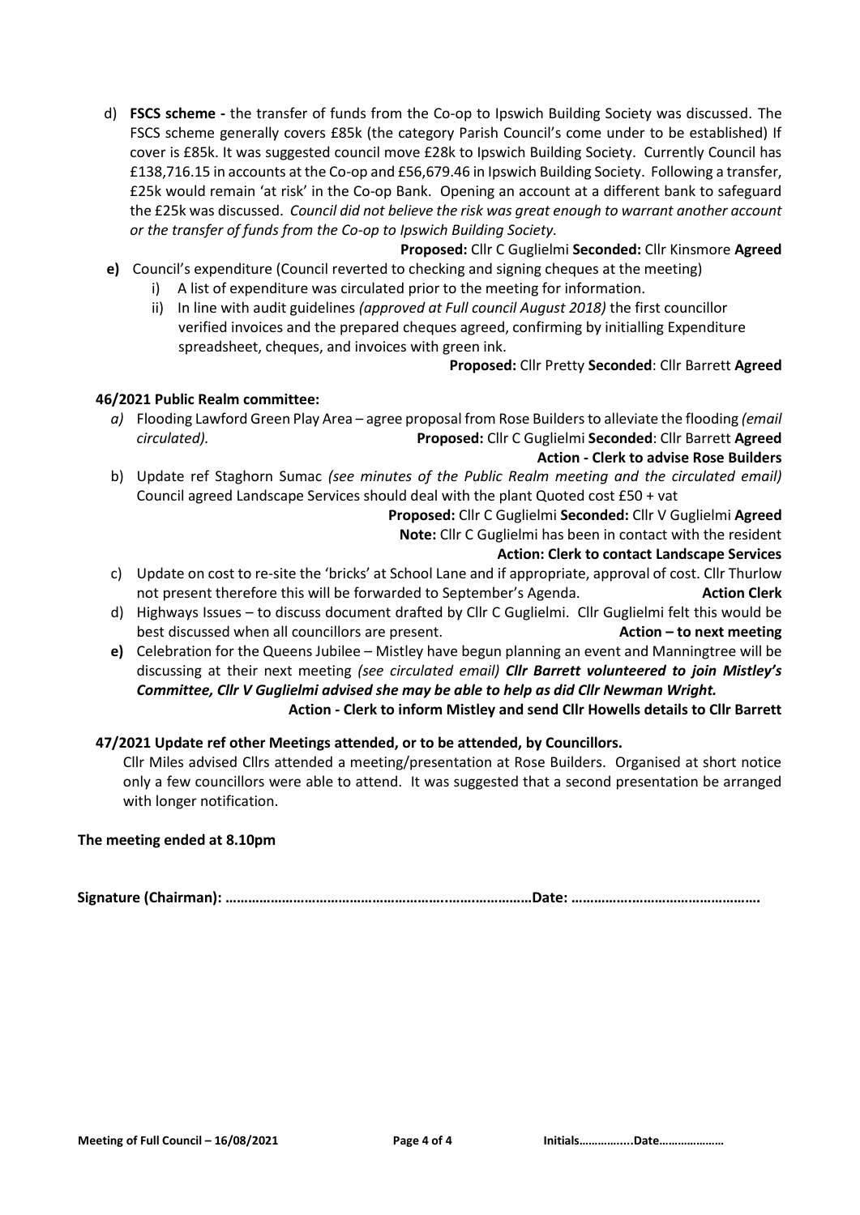d) **FSCS scheme -** the transfer of funds from the Co-op to Ipswich Building Society was discussed. The FSCS scheme generally covers £85k (the category Parish Council's come under to be established) If cover is £85k. It was suggested council move £28k to Ipswich Building Society. Currently Council has £138,716.15 in accounts at the Co-op and £56,679.46 in Ipswich Building Society. Following a transfer, £25k would remain 'at risk' in the Co-op Bank. Opening an account at a different bank to safeguard the £25k was discussed. *Council did not believe the risk was great enough to warrant another account or the transfer of funds from the Co-op to Ipswich Building Society.*

**Proposed:** Cllr C Guglielmi **Seconded:** Cllr Kinsmore **Agreed**

**e)** Council's expenditure (Council reverted to checking and signing cheques at the meeting)

i) A list of expenditure was circulated prior to the meeting for information.

ii) In line with audit guidelines *(approved at Full council August 2018)* the first councillor verified invoices and the prepared cheques agreed, confirming by initialling Expenditure spreadsheet, cheques, and invoices with green ink.

**Proposed:** Cllr Pretty **Seconded**: Cllr Barrett **Agreed**

**46/2021 Public Realm committee:**

*a)* Flooding Lawford Green Play Area – agree proposal from Rose Builders to alleviate the flooding *(email circulated).* **Proposed:** Cllr C Guglielmi **Seconded**: Cllr Barrett **Agreed**

**Action - Clerk to advise Rose Builders**

b) Update ref Staghorn Sumac *(see minutes of the Public Realm meeting and the circulated email)* Council agreed Landscape Services should deal with the plant Quoted cost £50 + vat

**Proposed:** Cllr C Guglielmi **Seconded:** Cllr V Guglielmi **Agreed**

**Note:** Cllr C Guglielmi has been in contact with the resident

**Action: Clerk to contact Landscape Services**

c) Update on cost to re-site the 'bricks' at School Lane and if appropriate, approval of cost. Cllr Thurlow not present therefore this will be forwarded to September's Agenda. **Action Clerk**

d) Highways Issues – to discuss document drafted by Cllr C Guglielmi. Cllr Guglielmi felt this would be best discussed when all councillors are present. **Action – to next meeting**

**e)** Celebration for the Queens Jubilee – Mistley have begun planning an event and Manningtree will be discussing at their next meeting *(see circulated email)* ***Cllr Barrett volunteered to join Mistley's Committee, Cllr V Guglielmi advised she may be able to help as did Cllr Newman Wright.***

**Action - Clerk to inform Mistley and send Cllr Howells details to Cllr Barrett**

**47/2021 Update ref other Meetings attended, or to be attended, by Councillors.**

Cllr Miles advised Cllrs attended a meeting/presentation at Rose Builders. Organised at short notice only a few councillors were able to attend. It was suggested that a second presentation be arranged with longer notification.

**The meeting ended at 8.10pm**

**Signature (Chairman): ……………………………………………………..……………… Date: ……………..…………………………**

**Meeting of Full Council – 16/08/2021** **Initials……………..Date…………………**